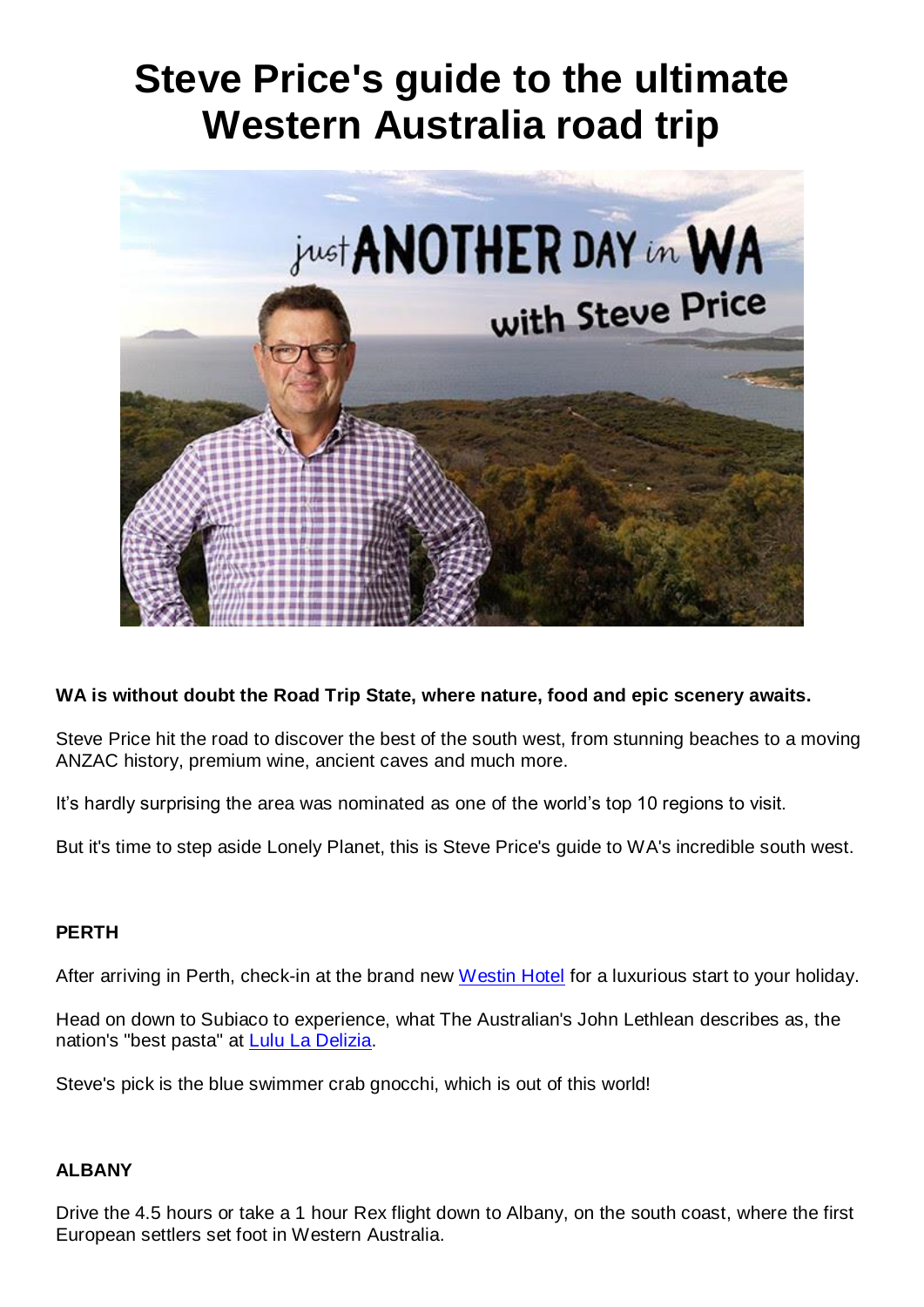# Steve Price's guide to the ultimate Western Australia road trip

**WA is without doubt the Road Trip State, where nature, food and epic scenery awaits.**

Steve Price hit the road to discover the best of the south west, from stunning beaches to a moving ANZAC history, premium wine, ancient caves and much more.

It's hardly surprising the area was nominated as one of the world's top 10 regions to visit.

But it's time to step aside Lonely Planet, this is Steve Price's guide to WA's incredible south west.

**PERTH**

After arriving in Perth, check-in at the brand new Westin Hotel for a luxurious start to your holiday.

Head on down to Subiaco to experience, what The Australian's John Lethlean describes as, the nation's "best pasta" at Lulu La Delizia.

Steve's pick is the blue swimmer crab gnocchi, which is out of this world!

**ALBANY**

Drive the 4.5 hours or take a 1 hour Rex flight down to Albany, on the south coast, where the first European settlers set foot in Western Australia.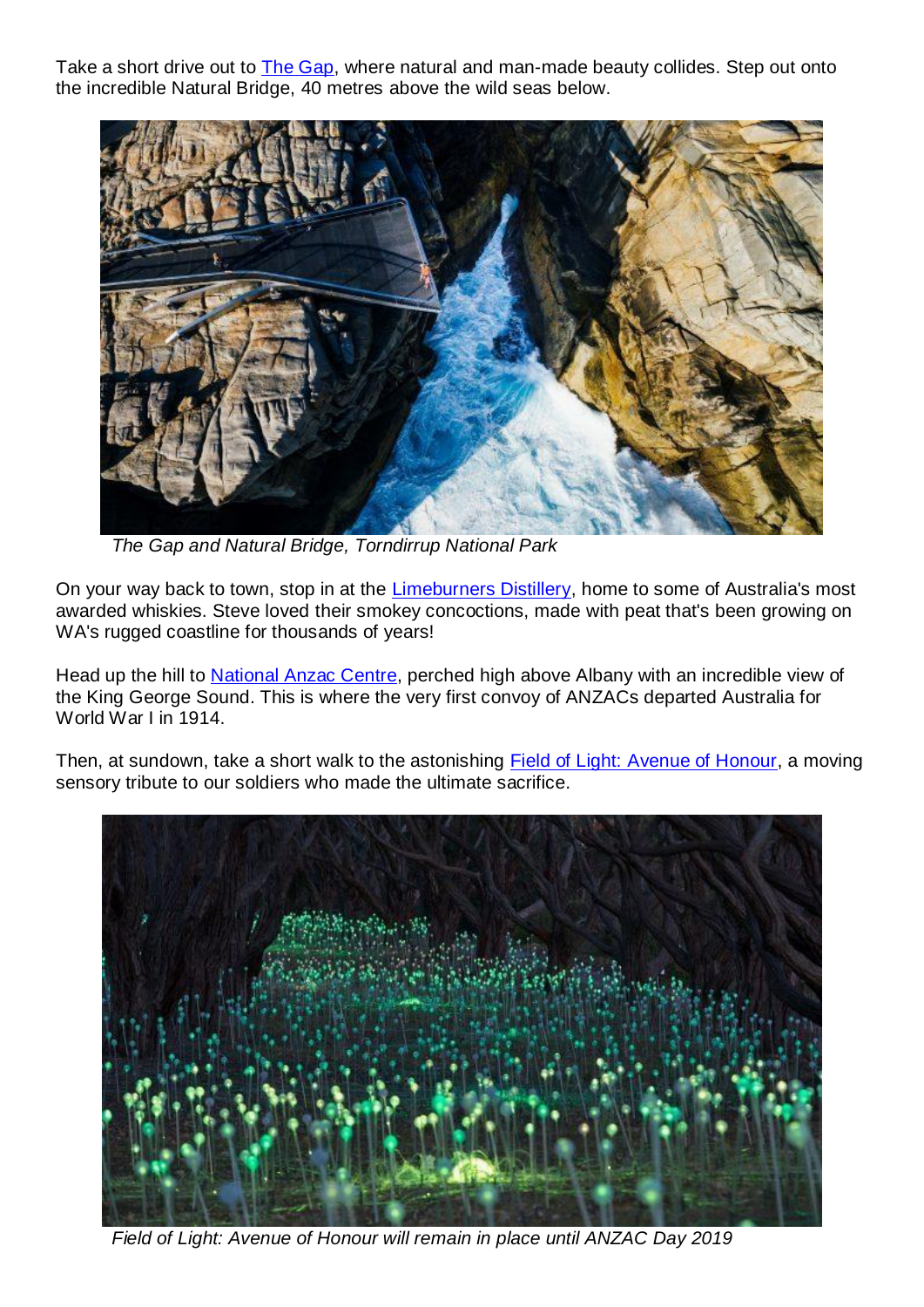Take a short drive out to [The Gap](), where natural and man-made beauty collides. Step out onto the incredible Natural Bridge, 40 metres above the wild seas below.

*The Gap and Natural Bridge, Torndirrup National Park*

On your way back to town, stop in at the [Limeburners Distillery](), home to some of Australia's most awarded whiskies. Steve loved their smokey concoctions, made with peat that's been growing on WA's rugged coastline for thousands of years!

Head up the hill to [National Anzac Centre](), perched high above Albany with an incredible view of the King George Sound. This is where the very first convoy of ANZACs departed Australia for World War I in 1914.

Then, at sundown, take a short walk to the astonishing [Field of Light: Avenue of Honour](), a moving sensory tribute to our soldiers who made the ultimate sacrifice.

*Field of Light: Avenue of Honour will remain in place until ANZAC Day 2019*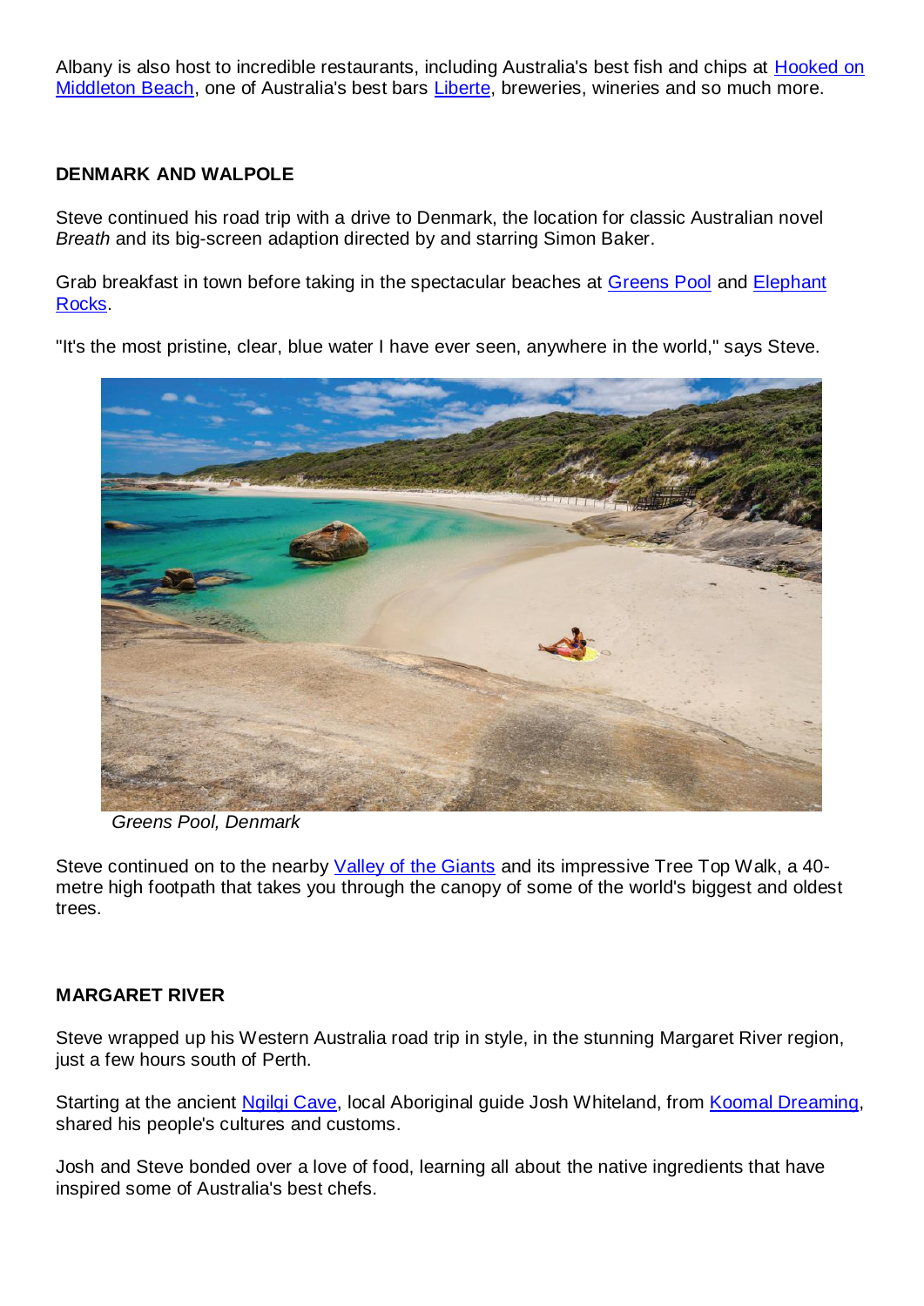Albany is also host to incredible restaurants, including Australia's best fish and chips at Hooked on Middleton Beach, one of Australia's best bars Liberte, breweries, wineries and so much more.

**DENMARK AND WALPOLE**

Steve continued his road trip with a drive to Denmark, the location for classic Australian novel *Breath* and its big-screen adaption directed by and starring Simon Baker.

Grab breakfast in town before taking in the spectacular beaches at Greens Pool and Elephant Rocks.

"It's the most pristine, clear, blue water I have ever seen, anywhere in the world," says Steve.

*Greens Pool, Denmark*

Steve continued on to the nearby Valley of the Giants and its impressive Tree Top Walk, a 40-metre high footpath that takes you through the canopy of some of the world's biggest and oldest trees.

**MARGARET RIVER**

Steve wrapped up his Western Australia road trip in style, in the stunning Margaret River region, just a few hours south of Perth.

Starting at the ancient Ngilgi Cave, local Aboriginal guide Josh Whiteland, from Koomal Dreaming, shared his people's cultures and customs.

Josh and Steve bonded over a love of food, learning all about the native ingredients that have inspired some of Australia's best chefs.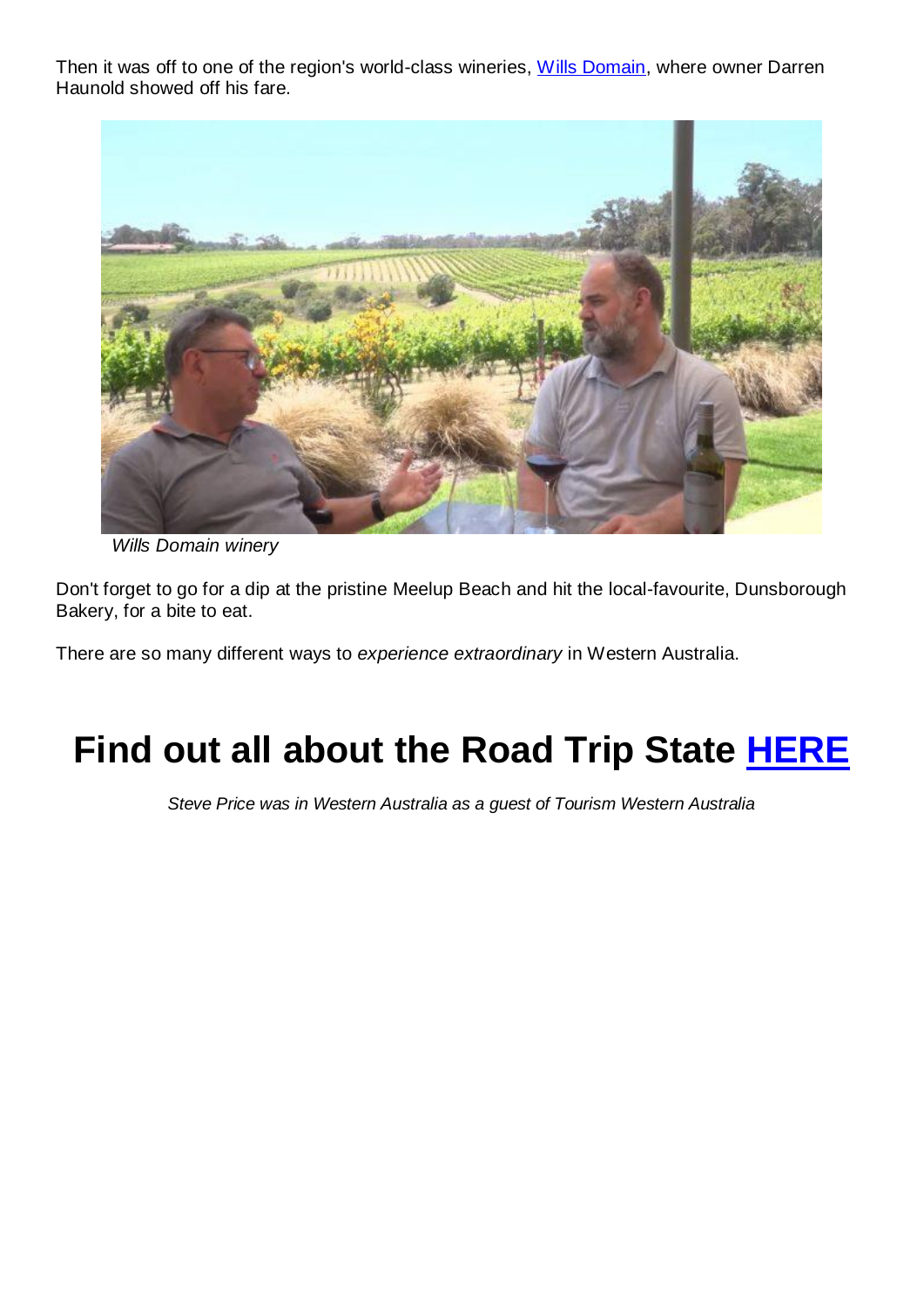Then it was off to one of the region's world-class wineries, [Wills Domain](), where owner Darren Haunold showed off his fare.

*Wills Domain winery*

Don't forget to go for a dip at the pristine Meelup Beach and hit the local-favourite, Dunsborough Bakery, for a bite to eat.

There are so many different ways to *experience extraordinary* in Western Australia.

# Find out all about the Road Trip State [HERE]()

*Steve Price was in Western Australia as a guest of Tourism Western Australia*